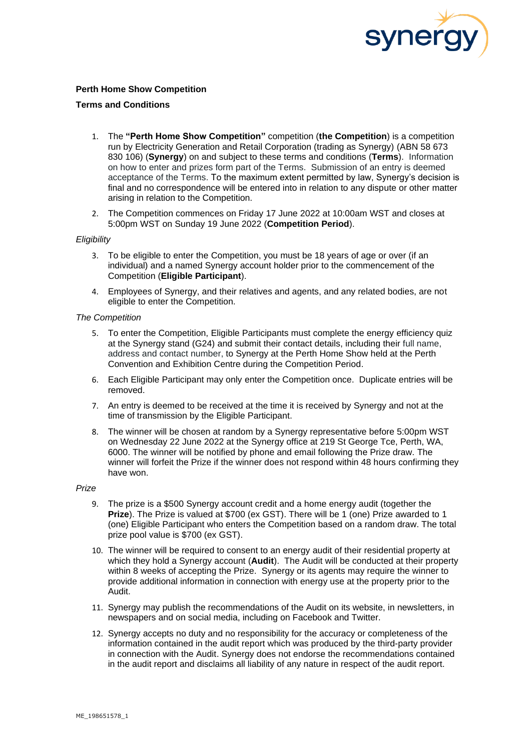**Perth Home Show Competition**

**Terms and Conditions**

1. The **"Perth Home Show Competition"** competition (**the Competition**) is a competition run by Electricity Generation and Retail Corporation (trading as Synergy) (ABN 58 673 830 106) (**Synergy**) on and subject to these terms and conditions (**Terms**). Information on how to enter and prizes form part of the Terms. Submission of an entry is deemed acceptance of the Terms. To the maximum extent permitted by law, Synergy's decision is final and no correspondence will be entered into in relation to any dispute or other matter arising in relation to the Competition.

2. The Competition commences on Friday 17 June 2022 at 10:00am WST and closes at 5:00pm WST on Sunday 19 June 2022 (**Competition Period**).

*Eligibility*

3. To be eligible to enter the Competition, you must be 18 years of age or over (if an individual) and a named Synergy account holder prior to the commencement of the Competition (**Eligible Participant**).

4. Employees of Synergy, and their relatives and agents, and any related bodies, are not eligible to enter the Competition.

*The Competition*

5. To enter the Competition, Eligible Participants must complete the energy efficiency quiz at the Synergy stand (G24) and submit their contact details, including their full name, address and contact number, to Synergy at the Perth Home Show held at the Perth Convention and Exhibition Centre during the Competition Period.

6. Each Eligible Participant may only enter the Competition once. Duplicate entries will be removed.

7. An entry is deemed to be received at the time it is received by Synergy and not at the time of transmission by the Eligible Participant.

8. The winner will be chosen at random by a Synergy representative before 5:00pm WST on Wednesday 22 June 2022 at the Synergy office at 219 St George Tce, Perth, WA, 6000. The winner will be notified by phone and email following the Prize draw. The winner will forfeit the Prize if the winner does not respond within 48 hours confirming they have won.

*Prize*

9. The prize is a $500 Synergy account credit and a home energy audit (together the **Prize**). The Prize is valued at $700 (ex GST). There will be 1 (one) Prize awarded to 1 (one) Eligible Participant who enters the Competition based on a random draw. The total prize pool value is $700 (ex GST).

10. The winner will be required to consent to an energy audit of their residential property at which they hold a Synergy account (**Audit**). The Audit will be conducted at their property within 8 weeks of accepting the Prize. Synergy or its agents may require the winner to provide additional information in connection with energy use at the property prior to the Audit.

11. Synergy may publish the recommendations of the Audit on its website, in newsletters, in newspapers and on social media, including on Facebook and Twitter.

12. Synergy accepts no duty and no responsibility for the accuracy or completeness of the information contained in the audit report which was produced by the third-party provider in connection with the Audit. Synergy does not endorse the recommendations contained in the audit report and disclaims all liability of any nature in respect of the audit report.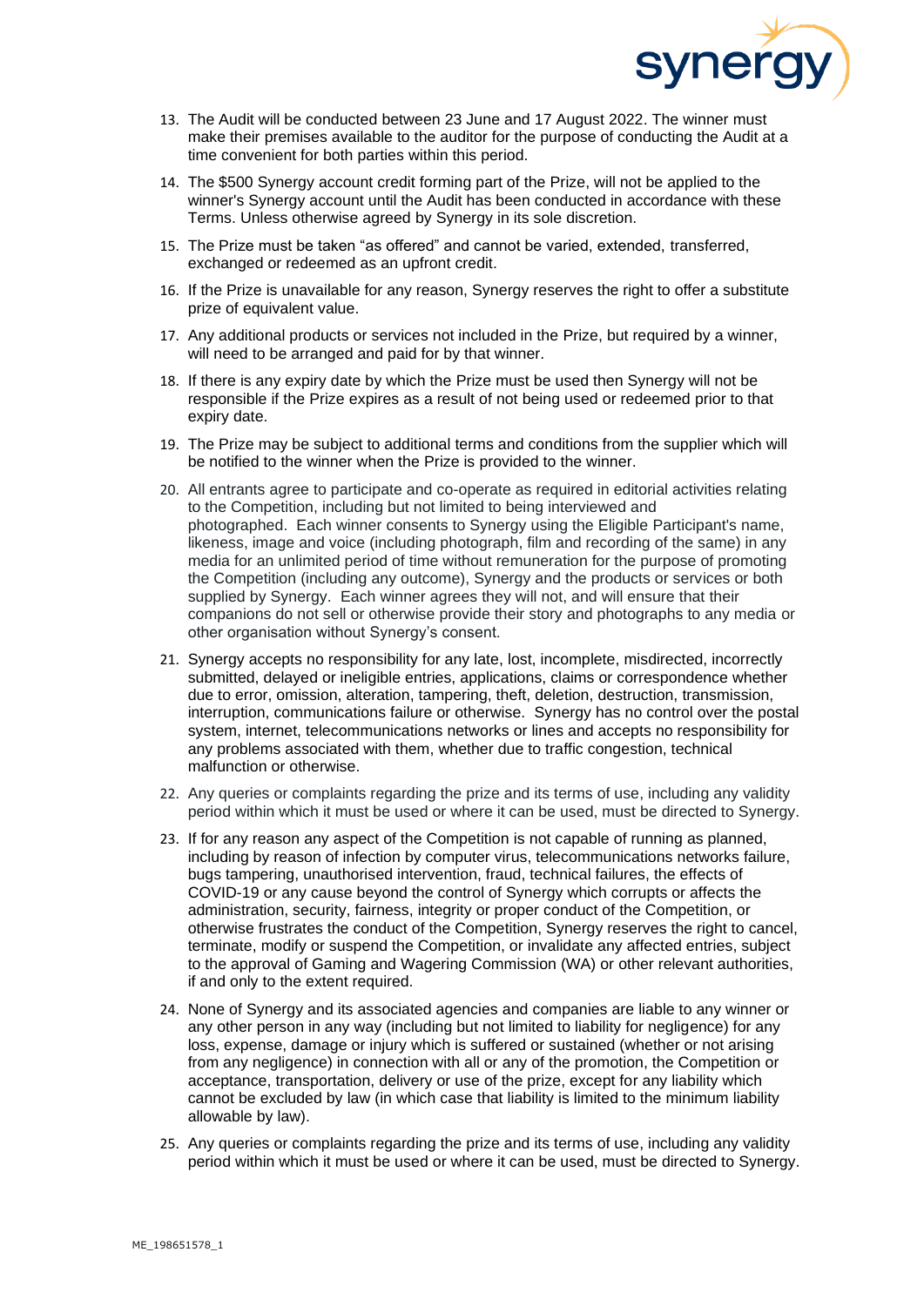13. The Audit will be conducted between 23 June and 17 August 2022. The winner must make their premises available to the auditor for the purpose of conducting the Audit at a time convenient for both parties within this period.
14. The $500 Synergy account credit forming part of the Prize, will not be applied to the winner's Synergy account until the Audit has been conducted in accordance with these Terms. Unless otherwise agreed by Synergy in its sole discretion.
15. The Prize must be taken "as offered" and cannot be varied, extended, transferred, exchanged or redeemed as an upfront credit.
16. If the Prize is unavailable for any reason, Synergy reserves the right to offer a substitute prize of equivalent value.
17. Any additional products or services not included in the Prize, but required by a winner, will need to be arranged and paid for by that winner.
18. If there is any expiry date by which the Prize must be used then Synergy will not be responsible if the Prize expires as a result of not being used or redeemed prior to that expiry date.
19. The Prize may be subject to additional terms and conditions from the supplier which will be notified to the winner when the Prize is provided to the winner.
20. All entrants agree to participate and co-operate as required in editorial activities relating to the Competition, including but not limited to being interviewed and photographed. Each winner consents to Synergy using the Eligible Participant's name, likeness, image and voice (including photograph, film and recording of the same) in any media for an unlimited period of time without remuneration for the purpose of promoting the Competition (including any outcome), Synergy and the products or services or both supplied by Synergy. Each winner agrees they will not, and will ensure that their companions do not sell or otherwise provide their story and photographs to any media or other organisation without Synergy's consent.
21. Synergy accepts no responsibility for any late, lost, incomplete, misdirected, incorrectly submitted, delayed or ineligible entries, applications, claims or correspondence whether due to error, omission, alteration, tampering, theft, deletion, destruction, transmission, interruption, communications failure or otherwise. Synergy has no control over the postal system, internet, telecommunications networks or lines and accepts no responsibility for any problems associated with them, whether due to traffic congestion, technical malfunction or otherwise.
22. Any queries or complaints regarding the prize and its terms of use, including any validity period within which it must be used or where it can be used, must be directed to Synergy.
23. If for any reason any aspect of the Competition is not capable of running as planned, including by reason of infection by computer virus, telecommunications networks failure, bugs tampering, unauthorised intervention, fraud, technical failures, the effects of COVID-19 or any cause beyond the control of Synergy which corrupts or affects the administration, security, fairness, integrity or proper conduct of the Competition, or otherwise frustrates the conduct of the Competition, Synergy reserves the right to cancel, terminate, modify or suspend the Competition, or invalidate any affected entries, subject to the approval of Gaming and Wagering Commission (WA) or other relevant authorities, if and only to the extent required.
24. None of Synergy and its associated agencies and companies are liable to any winner or any other person in any way (including but not limited to liability for negligence) for any loss, expense, damage or injury which is suffered or sustained (whether or not arising from any negligence) in connection with all or any of the promotion, the Competition or acceptance, transportation, delivery or use of the prize, except for any liability which cannot be excluded by law (in which case that liability is limited to the minimum liability allowable by law).
25. Any queries or complaints regarding the prize and its terms of use, including any validity period within which it must be used or where it can be used, must be directed to Synergy.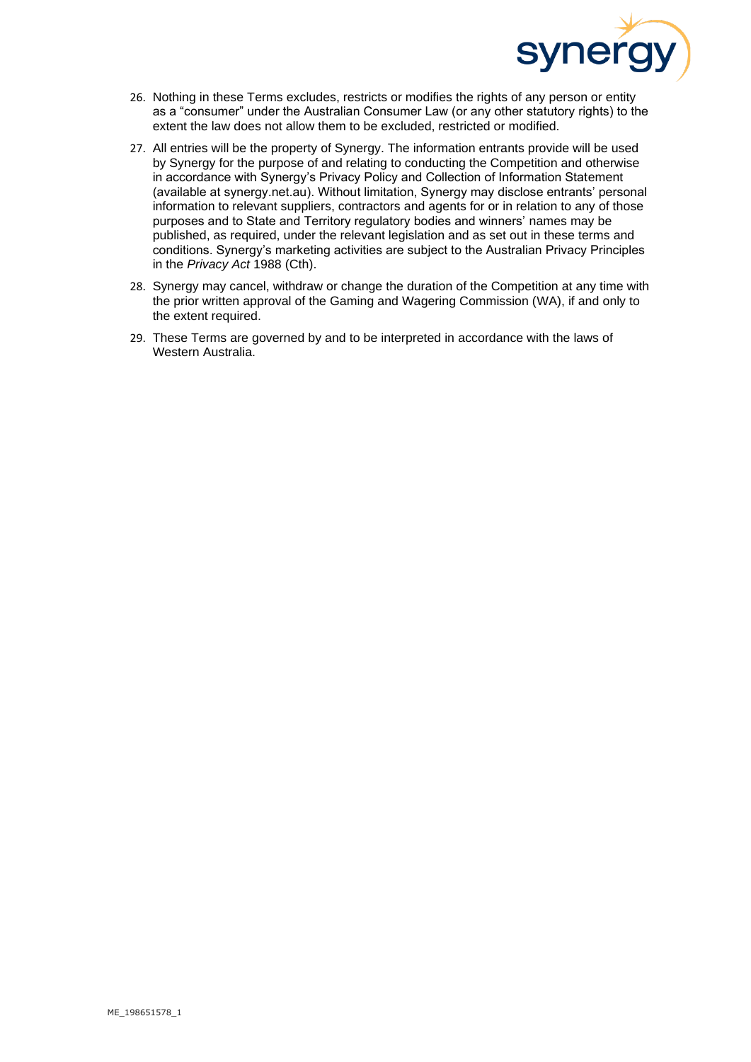26. Nothing in these Terms excludes, restricts or modifies the rights of any person or entity as a "consumer" under the Australian Consumer Law (or any other statutory rights) to the extent the law does not allow them to be excluded, restricted or modified.

27. All entries will be the property of Synergy. The information entrants provide will be used by Synergy for the purpose of and relating to conducting the Competition and otherwise in accordance with Synergy's Privacy Policy and Collection of Information Statement (available at synergy.net.au). Without limitation, Synergy may disclose entrants' personal information to relevant suppliers, contractors and agents for or in relation to any of those purposes and to State and Territory regulatory bodies and winners' names may be published, as required, under the relevant legislation and as set out in these terms and conditions. Synergy's marketing activities are subject to the Australian Privacy Principles in the *Privacy Act* 1988 (Cth).

28. Synergy may cancel, withdraw or change the duration of the Competition at any time with the prior written approval of the Gaming and Wagering Commission (WA), if and only to the extent required.

29. These Terms are governed by and to be interpreted in accordance with the laws of Western Australia.

ME_198651578_1